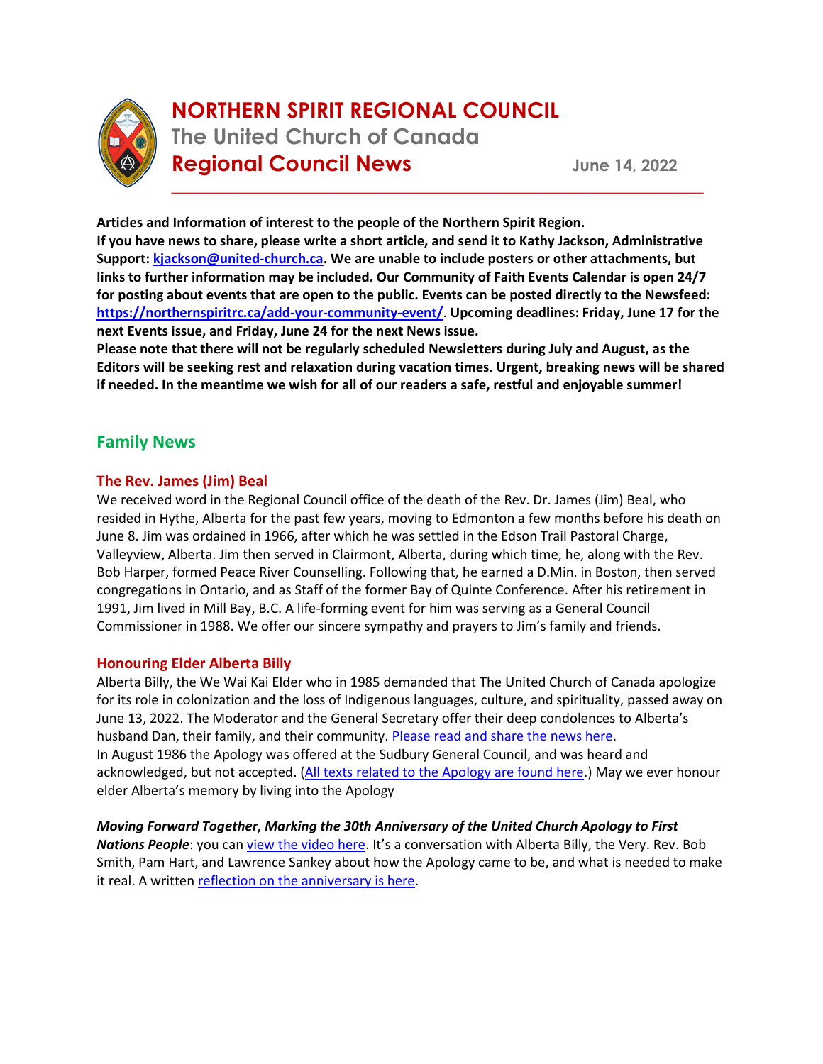# NORTHERN SPIRIT REGIONAL COUNCIL

## The United Church of Canada

## Regional Council News

June 14, 2022

**Articles and Information of interest to the people of the Northern Spirit Region.**
**If you have news to share, please write a short article, and send it to Kathy Jackson, Administrative Support: [kjackson@united-church.ca](mailto:kjackson@united-church.ca). We are unable to include posters or other attachments, but links to further information may be included. Our Community of Faith Events Calendar is open 24/7 for posting about events that are open to the public. Events can be posted directly to the Newsfeed: [https://northernspiritrc.ca/add-your-community-event/](https://northernspiritrc.ca/add-your-community-event/). Upcoming deadlines: Friday, June 17 for the next Events issue, and Friday, June 24 for the next News issue.**
**Please note that there will not be regularly scheduled Newsletters during July and August, as the Editors will be seeking rest and relaxation during vacation times. Urgent, breaking news will be shared if needed. In the meantime we wish for all of our readers a safe, restful and enjoyable summer!**

## Family News

### The Rev. James (Jim) Beal

We received word in the Regional Council office of the death of the Rev. Dr. James (Jim) Beal, who resided in Hythe, Alberta for the past few years, moving to Edmonton a few months before his death on June 8. Jim was ordained in 1966, after which he was settled in the Edson Trail Pastoral Charge, Valleyview, Alberta. Jim then served in Clairmont, Alberta, during which time, he, along with the Rev. Bob Harper, formed Peace River Counselling. Following that, he earned a D.Min. in Boston, then served congregations in Ontario, and as Staff of the former Bay of Quinte Conference. After his retirement in 1991, Jim lived in Mill Bay, B.C. A life-forming event for him was serving as a General Council Commissioner in 1988. We offer our sincere sympathy and prayers to Jim's family and friends.

### Honouring Elder Alberta Billy

Alberta Billy, the We Wai Kai Elder who in 1985 demanded that The United Church of Canada apologize for its role in colonization and the loss of Indigenous languages, culture, and spirituality, passed away on June 13, 2022. The Moderator and the General Secretary offer their deep condolences to Alberta's husband Dan, their family, and their community. [Please read and share the news here](#).
In August 1986 the Apology was offered at the Sudbury General Council, and was heard and acknowledged, but not accepted. ([All texts related to the Apology are found here](#).) May we ever honour elder Alberta's memory by living into the Apology

***Moving Forward Together*, *Marking the 30th Anniversary of the United Church Apology to First Nations People***: you can [view the video here](#). It's a conversation with Alberta Billy, the Very. Rev. Bob Smith, Pam Hart, and Lawrence Sankey about how the Apology came to be, and what is needed to make it real. A written [reflection on the anniversary is here](#).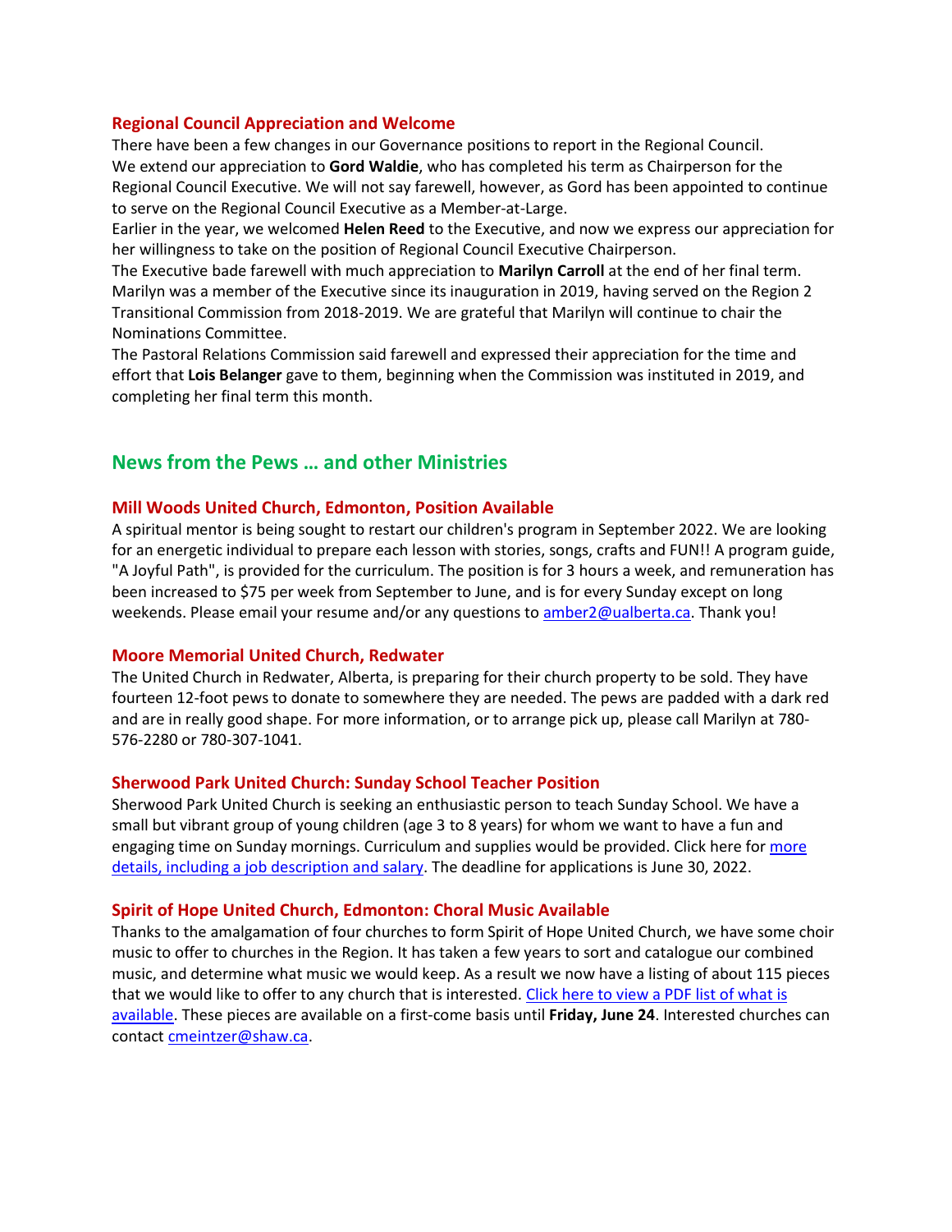### Regional Council Appreciation and Welcome

There have been a few changes in our Governance positions to report in the Regional Council.
We extend our appreciation to **Gord Waldie**, who has completed his term as Chairperson for the Regional Council Executive. We will not say farewell, however, as Gord has been appointed to continue to serve on the Regional Council Executive as a Member-at-Large.
Earlier in the year, we welcomed **Helen Reed** to the Executive, and now we express our appreciation for her willingness to take on the position of Regional Council Executive Chairperson.
The Executive bade farewell with much appreciation to **Marilyn Carroll** at the end of her final term. Marilyn was a member of the Executive since its inauguration in 2019, having served on the Region 2 Transitional Commission from 2018-2019. We are grateful that Marilyn will continue to chair the Nominations Committee.
The Pastoral Relations Commission said farewell and expressed their appreciation for the time and effort that **Lois Belanger** gave to them, beginning when the Commission was instituted in 2019, and completing her final term this month.

## News from the Pews … and other Ministries

### Mill Woods United Church, Edmonton, Position Available

A spiritual mentor is being sought to restart our children's program in September 2022. We are looking for an energetic individual to prepare each lesson with stories, songs, crafts and FUN!! A program guide, "A Joyful Path", is provided for the curriculum. The position is for 3 hours a week, and remuneration has been increased to $75 per week from September to June, and is for every Sunday except on long weekends. Please email your resume and/or any questions to amber2@ualberta.ca. Thank you!

### Moore Memorial United Church, Redwater

The United Church in Redwater, Alberta, is preparing for their church property to be sold. They have fourteen 12-foot pews to donate to somewhere they are needed. The pews are padded with a dark red and are in really good shape. For more information, or to arrange pick up, please call Marilyn at 780-576-2280 or 780-307-1041.

### Sherwood Park United Church: Sunday School Teacher Position

Sherwood Park United Church is seeking an enthusiastic person to teach Sunday School. We have a small but vibrant group of young children (age 3 to 8 years) for whom we want to have a fun and engaging time on Sunday mornings. Curriculum and supplies would be provided. Click here for more details, including a job description and salary. The deadline for applications is June 30, 2022.

### Spirit of Hope United Church, Edmonton: Choral Music Available

Thanks to the amalgamation of four churches to form Spirit of Hope United Church, we have some choir music to offer to churches in the Region. It has taken a few years to sort and catalogue our combined music, and determine what music we would keep. As a result we now have a listing of about 115 pieces that we would like to offer to any church that is interested. Click here to view a PDF list of what is available. These pieces are available on a first-come basis until **Friday, June 24**. Interested churches can contact cmeintzer@shaw.ca.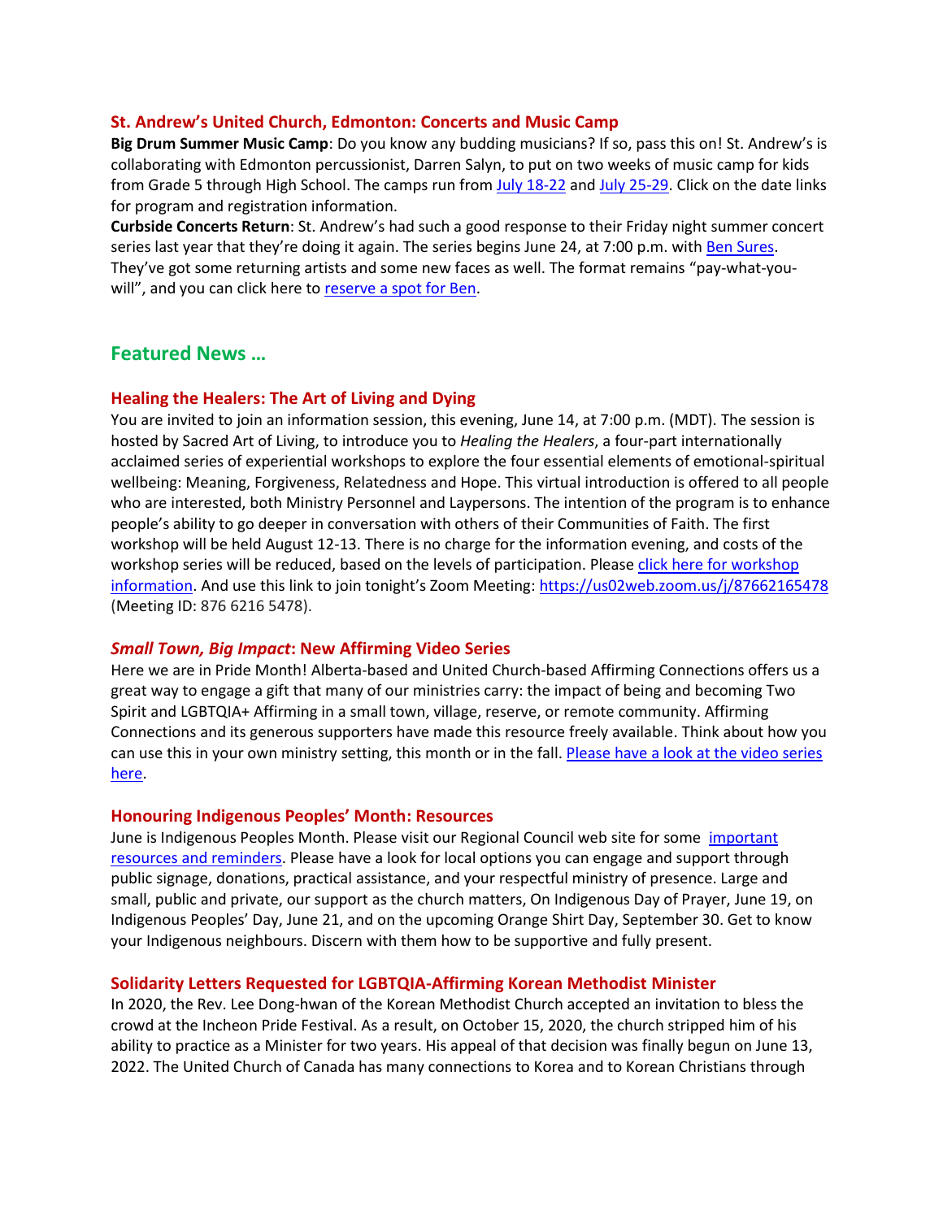### St. Andrew's United Church, Edmonton: Concerts and Music Camp

**Big Drum Summer Music Camp**: Do you know any budding musicians? If so, pass this on! St. Andrew's is collaborating with Edmonton percussionist, Darren Salyn, to put on two weeks of music camp for kids from Grade 5 through High School. The camps run from July 18-22 and July 25-29. Click on the date links for program and registration information.

**Curbside Concerts Return**: St. Andrew's had such a good response to their Friday night summer concert series last year that they're doing it again. The series begins June 24, at 7:00 p.m. with Ben Sures. They've got some returning artists and some new faces as well. The format remains "pay-what-you-will", and you can click here to reserve a spot for Ben.

## Featured News …

### Healing the Healers: The Art of Living and Dying

You are invited to join an information session, this evening, June 14, at 7:00 p.m. (MDT). The session is hosted by Sacred Art of Living, to introduce you to *Healing the Healers*, a four-part internationally acclaimed series of experiential workshops to explore the four essential elements of emotional-spiritual wellbeing: Meaning, Forgiveness, Relatedness and Hope. This virtual introduction is offered to all people who are interested, both Ministry Personnel and Laypersons. The intention of the program is to enhance people's ability to go deeper in conversation with others of their Communities of Faith. The first workshop will be held August 12-13. There is no charge for the information evening, and costs of the workshop series will be reduced, based on the levels of participation. Please click here for workshop information. And use this link to join tonight's Zoom Meeting: https://us02web.zoom.us/j/87662165478 (Meeting ID: 876 6216 5478).

### *Small Town, Big Impact*: New Affirming Video Series

Here we are in Pride Month! Alberta-based and United Church-based Affirming Connections offers us a great way to engage a gift that many of our ministries carry: the impact of being and becoming Two Spirit and LGBTQIA+ Affirming in a small town, village, reserve, or remote community. Affirming Connections and its generous supporters have made this resource freely available. Think about how you can use this in your own ministry setting, this month or in the fall. Please have a look at the video series here.

### Honouring Indigenous Peoples' Month: Resources

June is Indigenous Peoples Month. Please visit our Regional Council web site for some important resources and reminders. Please have a look for local options you can engage and support through public signage, donations, practical assistance, and your respectful ministry of presence. Large and small, public and private, our support as the church matters, On Indigenous Day of Prayer, June 19, on Indigenous Peoples' Day, June 21, and on the upcoming Orange Shirt Day, September 30. Get to know your Indigenous neighbours. Discern with them how to be supportive and fully present.

### Solidarity Letters Requested for LGBTQIA-Affirming Korean Methodist Minister

In 2020, the Rev. Lee Dong-hwan of the Korean Methodist Church accepted an invitation to bless the crowd at the Incheon Pride Festival. As a result, on October 15, 2020, the church stripped him of his ability to practice as a Minister for two years. His appeal of that decision was finally begun on June 13, 2022. The United Church of Canada has many connections to Korea and to Korean Christians through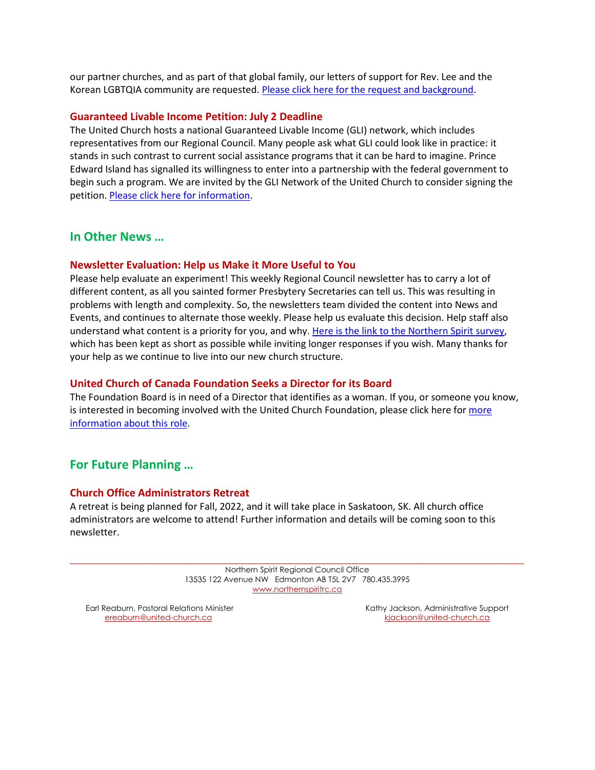our partner churches, and as part of that global family, our letters of support for Rev. Lee and the Korean LGBTQIA community are requested. Please click here for the request and background.

### Guaranteed Livable Income Petition: July 2 Deadline

The United Church hosts a national Guaranteed Livable Income (GLI) network, which includes representatives from our Regional Council. Many people ask what GLI could look like in practice: it stands in such contrast to current social assistance programs that it can be hard to imagine. Prince Edward Island has signalled its willingness to enter into a partnership with the federal government to begin such a program. We are invited by the GLI Network of the United Church to consider signing the petition. Please click here for information.

## In Other News …

### Newsletter Evaluation: Help us Make it More Useful to You

Please help evaluate an experiment! This weekly Regional Council newsletter has to carry a lot of different content, as all you sainted former Presbytery Secretaries can tell us. This was resulting in problems with length and complexity. So, the newsletters team divided the content into News and Events, and continues to alternate those weekly. Please help us evaluate this decision. Help staff also understand what content is a priority for you, and why. Here is the link to the Northern Spirit survey, which has been kept as short as possible while inviting longer responses if you wish. Many thanks for your help as we continue to live into our new church structure.

### United Church of Canada Foundation Seeks a Director for its Board

The Foundation Board is in need of a Director that identifies as a woman. If you, or someone you know, is interested in becoming involved with the United Church Foundation, please click here for more information about this role.

## For Future Planning …

### Church Office Administrators Retreat

A retreat is being planned for Fall, 2022, and it will take place in Saskatoon, SK. All church office administrators are welcome to attend! Further information and details will be coming soon to this newsletter.

---

Northern Spirit Regional Council Office
13535 122 Avenue NW   Edmonton AB T5L 2V7   780.435.3995
www.northernspiritrc.ca

Earl Reaburn, Pastoral Relations Minister
ereaburn@united-church.ca

Kathy Jackson, Administrative Support
kjackson@united-church.ca